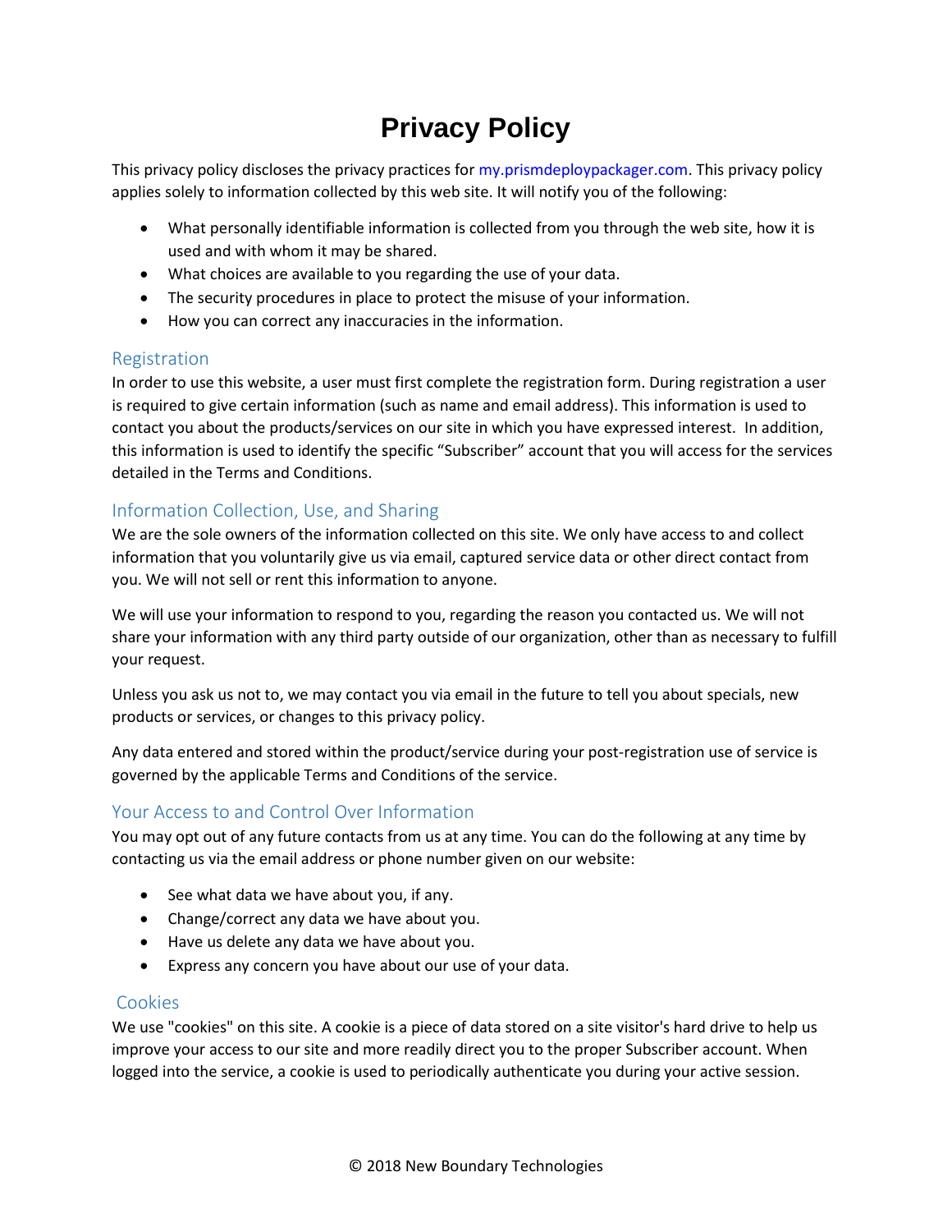# Privacy Policy

This privacy policy discloses the privacy practices for my.prismdeploypackager.com. This privacy policy applies solely to information collected by this web site. It will notify you of the following:

- What personally identifiable information is collected from you through the web site, how it is used and with whom it may be shared.
- What choices are available to you regarding the use of your data.
- The security procedures in place to protect the misuse of your information.
- How you can correct any inaccuracies in the information.

## Registration

In order to use this website, a user must first complete the registration form. During registration a user is required to give certain information (such as name and email address). This information is used to contact you about the products/services on our site in which you have expressed interest. In addition, this information is used to identify the specific "Subscriber" account that you will access for the services detailed in the Terms and Conditions.

## Information Collection, Use, and Sharing

We are the sole owners of the information collected on this site. We only have access to and collect information that you voluntarily give us via email, captured service data or other direct contact from you. We will not sell or rent this information to anyone.

We will use your information to respond to you, regarding the reason you contacted us. We will not share your information with any third party outside of our organization, other than as necessary to fulfill your request.

Unless you ask us not to, we may contact you via email in the future to tell you about specials, new products or services, or changes to this privacy policy.

Any data entered and stored within the product/service during your post-registration use of service is governed by the applicable Terms and Conditions of the service.

## Your Access to and Control Over Information

You may opt out of any future contacts from us at any time. You can do the following at any time by contacting us via the email address or phone number given on our website:

- See what data we have about you, if any.
- Change/correct any data we have about you.
- Have us delete any data we have about you.
- Express any concern you have about our use of your data.

## Cookies

We use "cookies" on this site. A cookie is a piece of data stored on a site visitor's hard drive to help us improve your access to our site and more readily direct you to the proper Subscriber account. When logged into the service, a cookie is used to periodically authenticate you during your active session.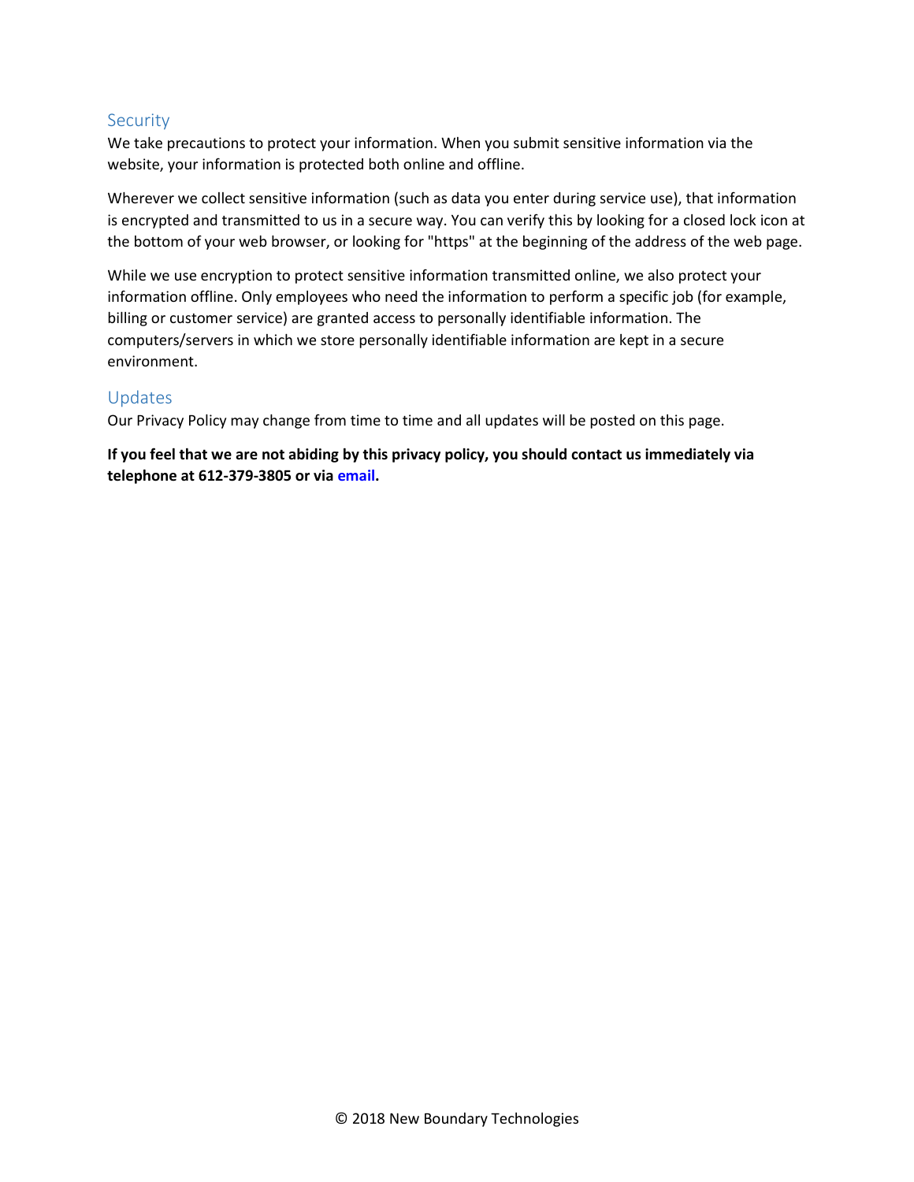## Security

We take precautions to protect your information. When you submit sensitive information via the website, your information is protected both online and offline.

Wherever we collect sensitive information (such as data you enter during service use), that information is encrypted and transmitted to us in a secure way. You can verify this by looking for a closed lock icon at the bottom of your web browser, or looking for "https" at the beginning of the address of the web page.

While we use encryption to protect sensitive information transmitted online, we also protect your information offline. Only employees who need the information to perform a specific job (for example, billing or customer service) are granted access to personally identifiable information. The computers/servers in which we store personally identifiable information are kept in a secure environment.

## Updates

Our Privacy Policy may change from time to time and all updates will be posted on this page.

**If you feel that we are not abiding by this privacy policy, you should contact us immediately via telephone at 612-379-3805 or via email.**

© 2018 New Boundary Technologies